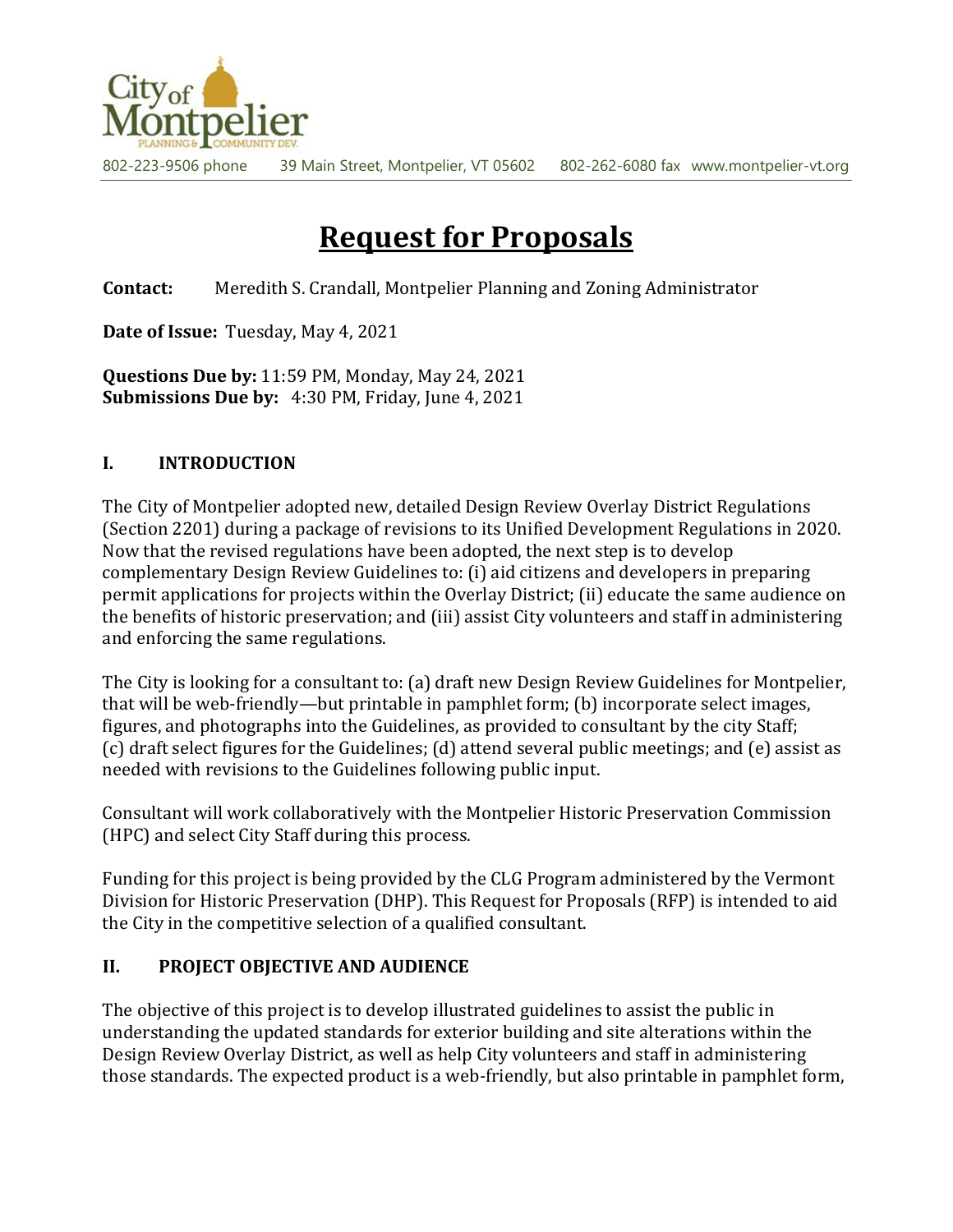City of Montpelier
PLANNING & COMMUNITY DEV.

802-223-9506 phone 39 Main Street, Montpelier, VT 05602 802-262-6080 fax www.montpelier-vt.org

# Request for Proposals

**Contact:** Meredith S. Crandall, Montpelier Planning and Zoning Administrator

**Date of Issue:** Tuesday, May 4, 2021

**Questions Due by:** 11:59 PM, Monday, May 24, 2021
**Submissions Due by:** 4:30 PM, Friday, June 4, 2021

## I. INTRODUCTION

The City of Montpelier adopted new, detailed Design Review Overlay District Regulations (Section 2201) during a package of revisions to its Unified Development Regulations in 2020. Now that the revised regulations have been adopted, the next step is to develop complementary Design Review Guidelines to: (i) aid citizens and developers in preparing permit applications for projects within the Overlay District; (ii) educate the same audience on the benefits of historic preservation; and (iii) assist City volunteers and staff in administering and enforcing the same regulations.

The City is looking for a consultant to: (a) draft new Design Review Guidelines for Montpelier, that will be web-friendly—but printable in pamphlet form; (b) incorporate select images, figures, and photographs into the Guidelines, as provided to consultant by the city Staff; (c) draft select figures for the Guidelines; (d) attend several public meetings; and (e) assist as needed with revisions to the Guidelines following public input.

Consultant will work collaboratively with the Montpelier Historic Preservation Commission (HPC) and select City Staff during this process.

Funding for this project is being provided by the CLG Program administered by the Vermont Division for Historic Preservation (DHP). This Request for Proposals (RFP) is intended to aid the City in the competitive selection of a qualified consultant.

## II. PROJECT OBJECTIVE AND AUDIENCE

The objective of this project is to develop illustrated guidelines to assist the public in understanding the updated standards for exterior building and site alterations within the Design Review Overlay District, as well as help City volunteers and staff in administering those standards. The expected product is a web-friendly, but also printable in pamphlet form,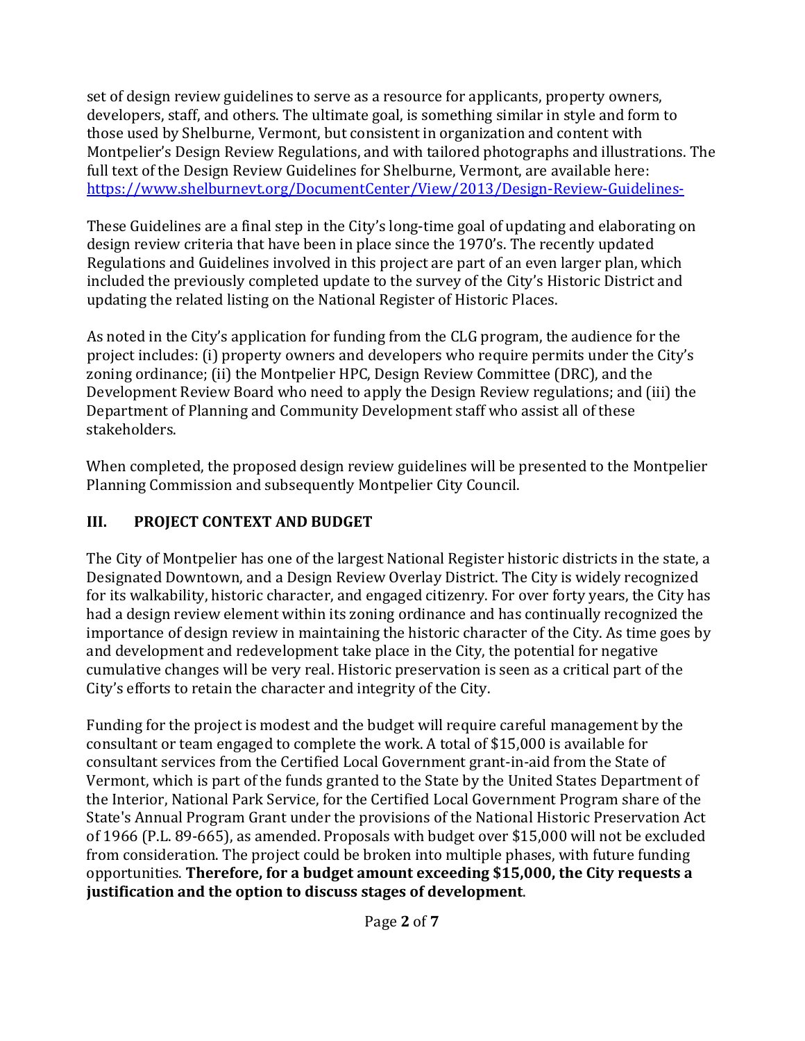set of design review guidelines to serve as a resource for applicants, property owners, developers, staff, and others. The ultimate goal, is something similar in style and form to those used by Shelburne, Vermont, but consistent in organization and content with Montpelier's Design Review Regulations, and with tailored photographs and illustrations. The full text of the Design Review Guidelines for Shelburne, Vermont, are available here: [https://www.shelburnevt.org/DocumentCenter/View/2013/Design-Review-Guidelines-](https://www.shelburnevt.org/DocumentCenter/View/2013/Design-Review-Guidelines-)

These Guidelines are a final step in the City's long-time goal of updating and elaborating on design review criteria that have been in place since the 1970's. The recently updated Regulations and Guidelines involved in this project are part of an even larger plan, which included the previously completed update to the survey of the City's Historic District and updating the related listing on the National Register of Historic Places.

As noted in the City's application for funding from the CLG program, the audience for the project includes: (i) property owners and developers who require permits under the City's zoning ordinance; (ii) the Montpelier HPC, Design Review Committee (DRC), and the Development Review Board who need to apply the Design Review regulations; and (iii) the Department of Planning and Community Development staff who assist all of these stakeholders.

When completed, the proposed design review guidelines will be presented to the Montpelier Planning Commission and subsequently Montpelier City Council.

## III. PROJECT CONTEXT AND BUDGET

The City of Montpelier has one of the largest National Register historic districts in the state, a Designated Downtown, and a Design Review Overlay District. The City is widely recognized for its walkability, historic character, and engaged citizenry. For over forty years, the City has had a design review element within its zoning ordinance and has continually recognized the importance of design review in maintaining the historic character of the City. As time goes by and development and redevelopment take place in the City, the potential for negative cumulative changes will be very real. Historic preservation is seen as a critical part of the City's efforts to retain the character and integrity of the City.

Funding for the project is modest and the budget will require careful management by the consultant or team engaged to complete the work. A total of $15,000 is available for consultant services from the Certified Local Government grant-in-aid from the State of Vermont, which is part of the funds granted to the State by the United States Department of the Interior, National Park Service, for the Certified Local Government Program share of the State's Annual Program Grant under the provisions of the National Historic Preservation Act of 1966 (P.L. 89-665), as amended. Proposals with budget over $15,000 will not be excluded from consideration. The project could be broken into multiple phases, with future funding opportunities. **Therefore, for a budget amount exceeding $15,000, the City requests a justification and the option to discuss stages of development**.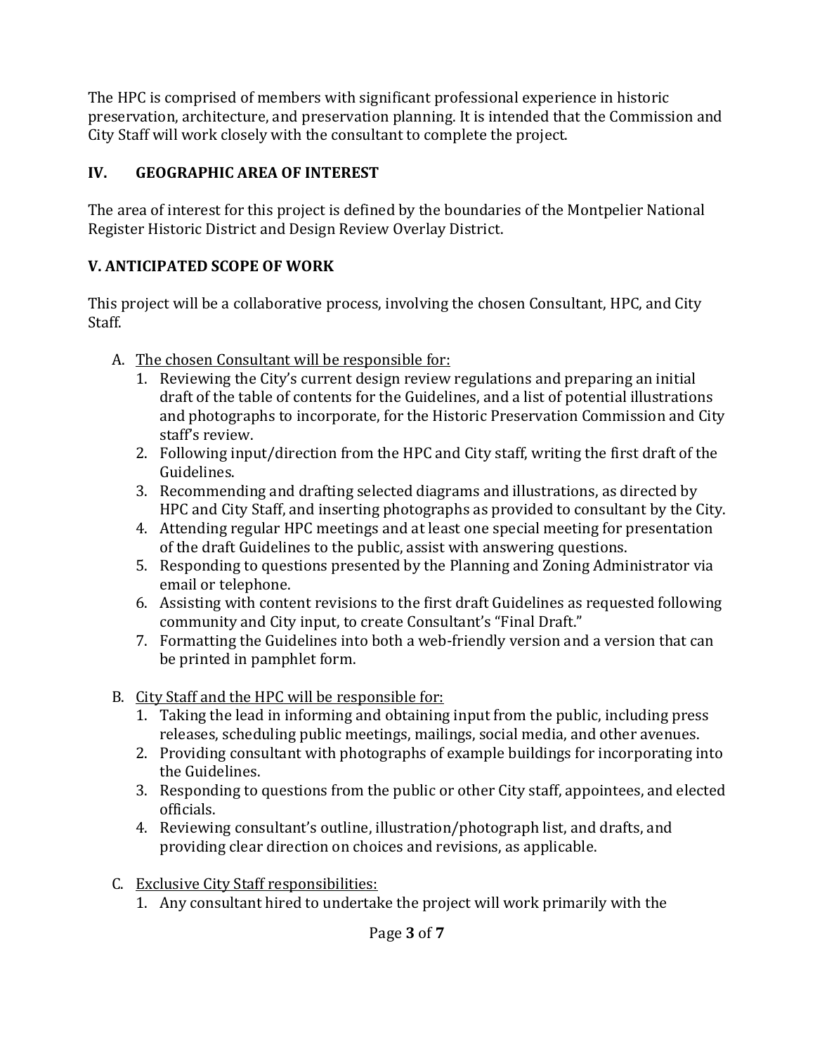The HPC is comprised of members with significant professional experience in historic preservation, architecture, and preservation planning. It is intended that the Commission and City Staff will work closely with the consultant to complete the project.

## IV. GEOGRAPHIC AREA OF INTEREST

The area of interest for this project is defined by the boundaries of the Montpelier National Register Historic District and Design Review Overlay District.

## V. ANTICIPATED SCOPE OF WORK

This project will be a collaborative process, involving the chosen Consultant, HPC, and City Staff.

A. <u>The chosen Consultant will be responsible for:</u>
   1. Reviewing the City's current design review regulations and preparing an initial draft of the table of contents for the Guidelines, and a list of potential illustrations and photographs to incorporate, for the Historic Preservation Commission and City staff's review.
   2. Following input/direction from the HPC and City staff, writing the first draft of the Guidelines.
   3. Recommending and drafting selected diagrams and illustrations, as directed by HPC and City Staff, and inserting photographs as provided to consultant by the City.
   4. Attending regular HPC meetings and at least one special meeting for presentation of the draft Guidelines to the public, assist with answering questions.
   5. Responding to questions presented by the Planning and Zoning Administrator via email or telephone.
   6. Assisting with content revisions to the first draft Guidelines as requested following community and City input, to create Consultant's "Final Draft."
   7. Formatting the Guidelines into both a web-friendly version and a version that can be printed in pamphlet form.

B. <u>City Staff and the HPC will be responsible for:</u>
   1. Taking the lead in informing and obtaining input from the public, including press releases, scheduling public meetings, mailings, social media, and other avenues.
   2. Providing consultant with photographs of example buildings for incorporating into the Guidelines.
   3. Responding to questions from the public or other City staff, appointees, and elected officials.
   4. Reviewing consultant's outline, illustration/photograph list, and drafts, and providing clear direction on choices and revisions, as applicable.

C. <u>Exclusive City Staff responsibilities:</u>
   1. Any consultant hired to undertake the project will work primarily with the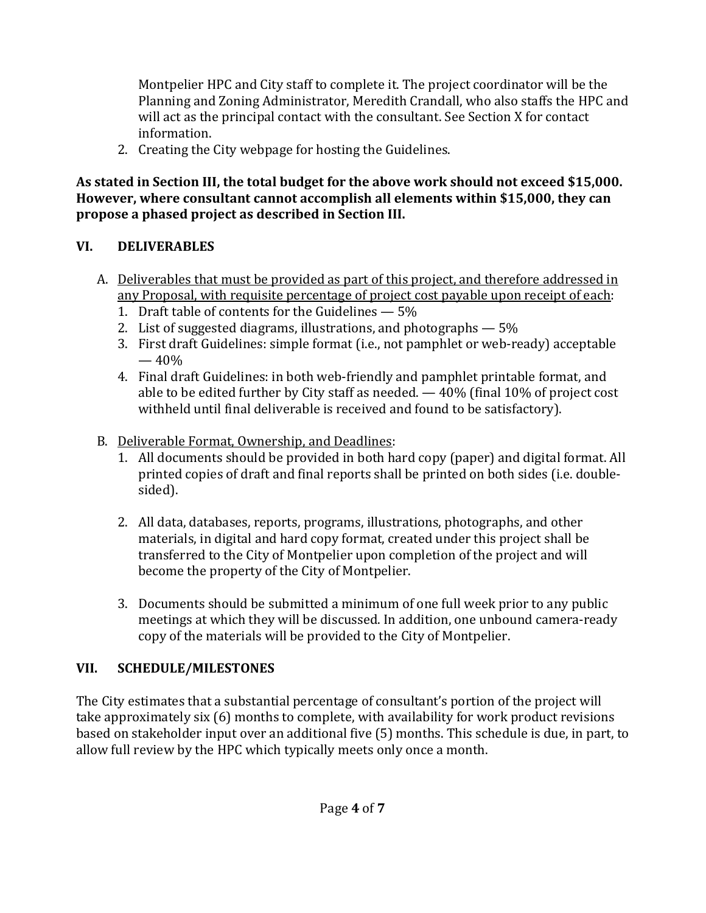Montpelier HPC and City staff to complete it. The project coordinator will be the Planning and Zoning Administrator, Meredith Crandall, who also staffs the HPC and will act as the principal contact with the consultant. See Section X for contact information.

2. Creating the City webpage for hosting the Guidelines.

**As stated in Section III, the total budget for the above work should not exceed $15,000. However, where consultant cannot accomplish all elements within $15,000, they can propose a phased project as described in Section III.**

## VI. DELIVERABLES

A. <u>Deliverables that must be provided as part of this project, and therefore addressed in any Proposal, with requisite percentage of project cost payable upon receipt of each</u>:
   1. Draft table of contents for the Guidelines — 5%
   2. List of suggested diagrams, illustrations, and photographs — 5%
   3. First draft Guidelines: simple format (i.e., not pamphlet or web-ready) acceptable — 40%
   4. Final draft Guidelines: in both web-friendly and pamphlet printable format, and able to be edited further by City staff as needed. — 40% (final 10% of project cost withheld until final deliverable is received and found to be satisfactory).

B. <u>Deliverable Format, Ownership, and Deadlines</u>:
   1. All documents should be provided in both hard copy (paper) and digital format. All printed copies of draft and final reports shall be printed on both sides (i.e. double-sided).

   2. All data, databases, reports, programs, illustrations, photographs, and other materials, in digital and hard copy format, created under this project shall be transferred to the City of Montpelier upon completion of the project and will become the property of the City of Montpelier.

   3. Documents should be submitted a minimum of one full week prior to any public meetings at which they will be discussed. In addition, one unbound camera-ready copy of the materials will be provided to the City of Montpelier.

## VII. SCHEDULE/MILESTONES

The City estimates that a substantial percentage of consultant's portion of the project will take approximately six (6) months to complete, with availability for work product revisions based on stakeholder input over an additional five (5) months. This schedule is due, in part, to allow full review by the HPC which typically meets only once a month.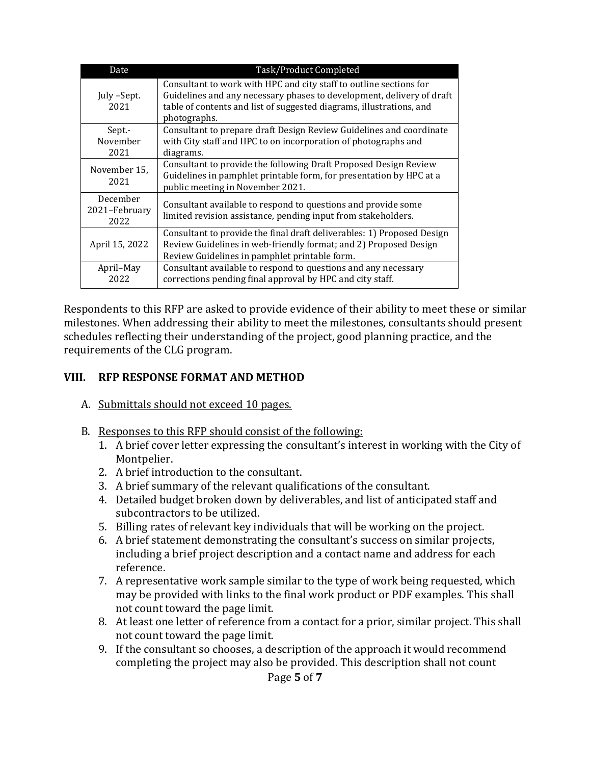| Date | Task/Product Completed |
|---|---|
| July –Sept. 2021 | Consultant to work with HPC and city staff to outline sections for Guidelines and any necessary phases to development, delivery of draft table of contents and list of suggested diagrams, illustrations, and photographs. |
| Sept.-November 2021 | Consultant to prepare draft Design Review Guidelines and coordinate with City staff and HPC to on incorporation of photographs and diagrams. |
| November 15, 2021 | Consultant to provide the following Draft Proposed Design Review Guidelines in pamphlet printable form, for presentation by HPC at a public meeting in November 2021. |
| December 2021–February 2022 | Consultant available to respond to questions and provide some limited revision assistance, pending input from stakeholders. |
| April 15, 2022 | Consultant to provide the final draft deliverables: 1) Proposed Design Review Guidelines in web-friendly format; and 2) Proposed Design Review Guidelines in pamphlet printable form. |
| April–May 2022 | Consultant available to respond to questions and any necessary corrections pending final approval by HPC and city staff. |

Respondents to this RFP are asked to provide evidence of their ability to meet these or similar milestones. When addressing their ability to meet the milestones, consultants should present schedules reflecting their understanding of the project, good planning practice, and the requirements of the CLG program.

## VIII. RFP RESPONSE FORMAT AND METHOD

A. Submittals should not exceed 10 pages.

B. Responses to this RFP should consist of the following:

1. A brief cover letter expressing the consultant's interest in working with the City of Montpelier.
2. A brief introduction to the consultant.
3. A brief summary of the relevant qualifications of the consultant.
4. Detailed budget broken down by deliverables, and list of anticipated staff and subcontractors to be utilized.
5. Billing rates of relevant key individuals that will be working on the project.
6. A brief statement demonstrating the consultant's success on similar projects, including a brief project description and a contact name and address for each reference.
7. A representative work sample similar to the type of work being requested, which may be provided with links to the final work product or PDF examples. This shall not count toward the page limit.
8. At least one letter of reference from a contact for a prior, similar project. This shall not count toward the page limit.
9. If the consultant so chooses, a description of the approach it would recommend completing the project may also be provided. This description shall not count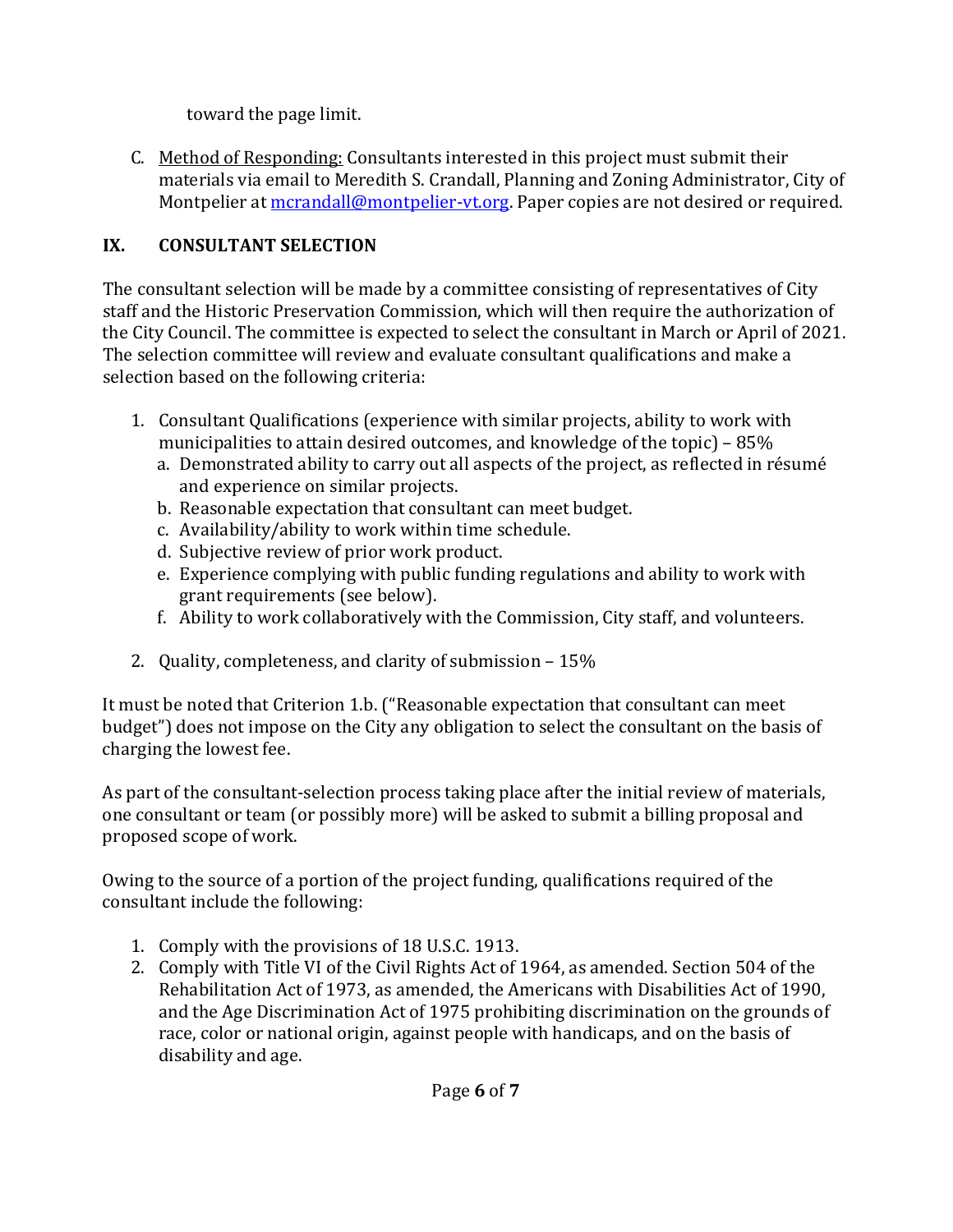toward the page limit.

C. <u>Method of Responding:</u> Consultants interested in this project must submit their materials via email to Meredith S. Crandall, Planning and Zoning Administrator, City of Montpelier at [mcrandall@montpelier-vt.org](mailto:mcrandall@montpelier-vt.org). Paper copies are not desired or required.

## IX. CONSULTANT SELECTION

The consultant selection will be made by a committee consisting of representatives of City staff and the Historic Preservation Commission, which will then require the authorization of the City Council. The committee is expected to select the consultant in March or April of 2021. The selection committee will review and evaluate consultant qualifications and make a selection based on the following criteria:

1. Consultant Qualifications (experience with similar projects, ability to work with municipalities to attain desired outcomes, and knowledge of the topic) – 85%
   a. Demonstrated ability to carry out all aspects of the project, as reflected in résumé and experience on similar projects.
   b. Reasonable expectation that consultant can meet budget.
   c. Availability/ability to work within time schedule.
   d. Subjective review of prior work product.
   e. Experience complying with public funding regulations and ability to work with grant requirements (see below).
   f. Ability to work collaboratively with the Commission, City staff, and volunteers.
2. Quality, completeness, and clarity of submission – 15%

It must be noted that Criterion 1.b. ("Reasonable expectation that consultant can meet budget") does not impose on the City any obligation to select the consultant on the basis of charging the lowest fee.

As part of the consultant-selection process taking place after the initial review of materials, one consultant or team (or possibly more) will be asked to submit a billing proposal and proposed scope of work.

Owing to the source of a portion of the project funding, qualifications required of the consultant include the following:

1. Comply with the provisions of 18 U.S.C. 1913.
2. Comply with Title VI of the Civil Rights Act of 1964, as amended. Section 504 of the Rehabilitation Act of 1973, as amended, the Americans with Disabilities Act of 1990, and the Age Discrimination Act of 1975 prohibiting discrimination on the grounds of race, color or national origin, against people with handicaps, and on the basis of disability and age.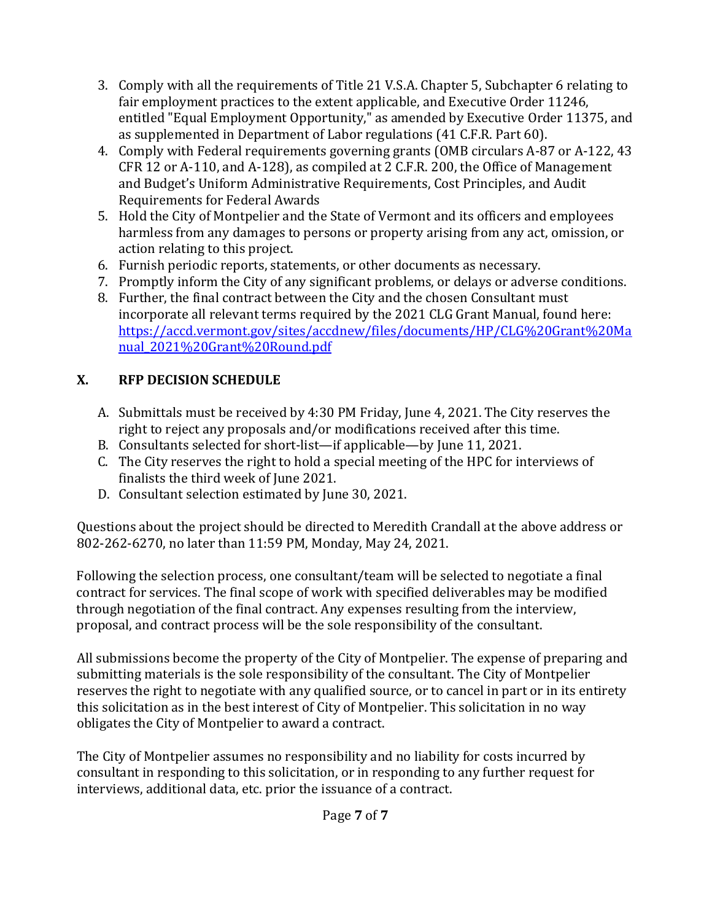3. Comply with all the requirements of Title 21 V.S.A. Chapter 5, Subchapter 6 relating to fair employment practices to the extent applicable, and Executive Order 11246, entitled "Equal Employment Opportunity," as amended by Executive Order 11375, and as supplemented in Department of Labor regulations (41 C.F.R. Part 60).
4. Comply with Federal requirements governing grants (OMB circulars A-87 or A-122, 43 CFR 12 or A-110, and A-128), as compiled at 2 C.F.R. 200, the Office of Management and Budget's Uniform Administrative Requirements, Cost Principles, and Audit Requirements for Federal Awards
5. Hold the City of Montpelier and the State of Vermont and its officers and employees harmless from any damages to persons or property arising from any act, omission, or action relating to this project.
6. Furnish periodic reports, statements, or other documents as necessary.
7. Promptly inform the City of any significant problems, or delays or adverse conditions.
8. Further, the final contract between the City and the chosen Consultant must incorporate all relevant terms required by the 2021 CLG Grant Manual, found here: [https://accd.vermont.gov/sites/accdnew/files/documents/HP/CLG%20Grant%20Manual_2021%20Grant%20Round.pdf](https://accd.vermont.gov/sites/accdnew/files/documents/HP/CLG%20Grant%20Manual_2021%20Grant%20Round.pdf)

## X. RFP DECISION SCHEDULE

A. Submittals must be received by 4:30 PM Friday, June 4, 2021. The City reserves the right to reject any proposals and/or modifications received after this time.
B. Consultants selected for short-list—if applicable—by June 11, 2021.
C. The City reserves the right to hold a special meeting of the HPC for interviews of finalists the third week of June 2021.
D. Consultant selection estimated by June 30, 2021.

Questions about the project should be directed to Meredith Crandall at the above address or 802-262-6270, no later than 11:59 PM, Monday, May 24, 2021.

Following the selection process, one consultant/team will be selected to negotiate a final contract for services. The final scope of work with specified deliverables may be modified through negotiation of the final contract. Any expenses resulting from the interview, proposal, and contract process will be the sole responsibility of the consultant.

All submissions become the property of the City of Montpelier. The expense of preparing and submitting materials is the sole responsibility of the consultant. The City of Montpelier reserves the right to negotiate with any qualified source, or to cancel in part or in its entirety this solicitation as in the best interest of City of Montpelier. This solicitation in no way obligates the City of Montpelier to award a contract.

The City of Montpelier assumes no responsibility and no liability for costs incurred by consultant in responding to this solicitation, or in responding to any further request for interviews, additional data, etc. prior the issuance of a contract.